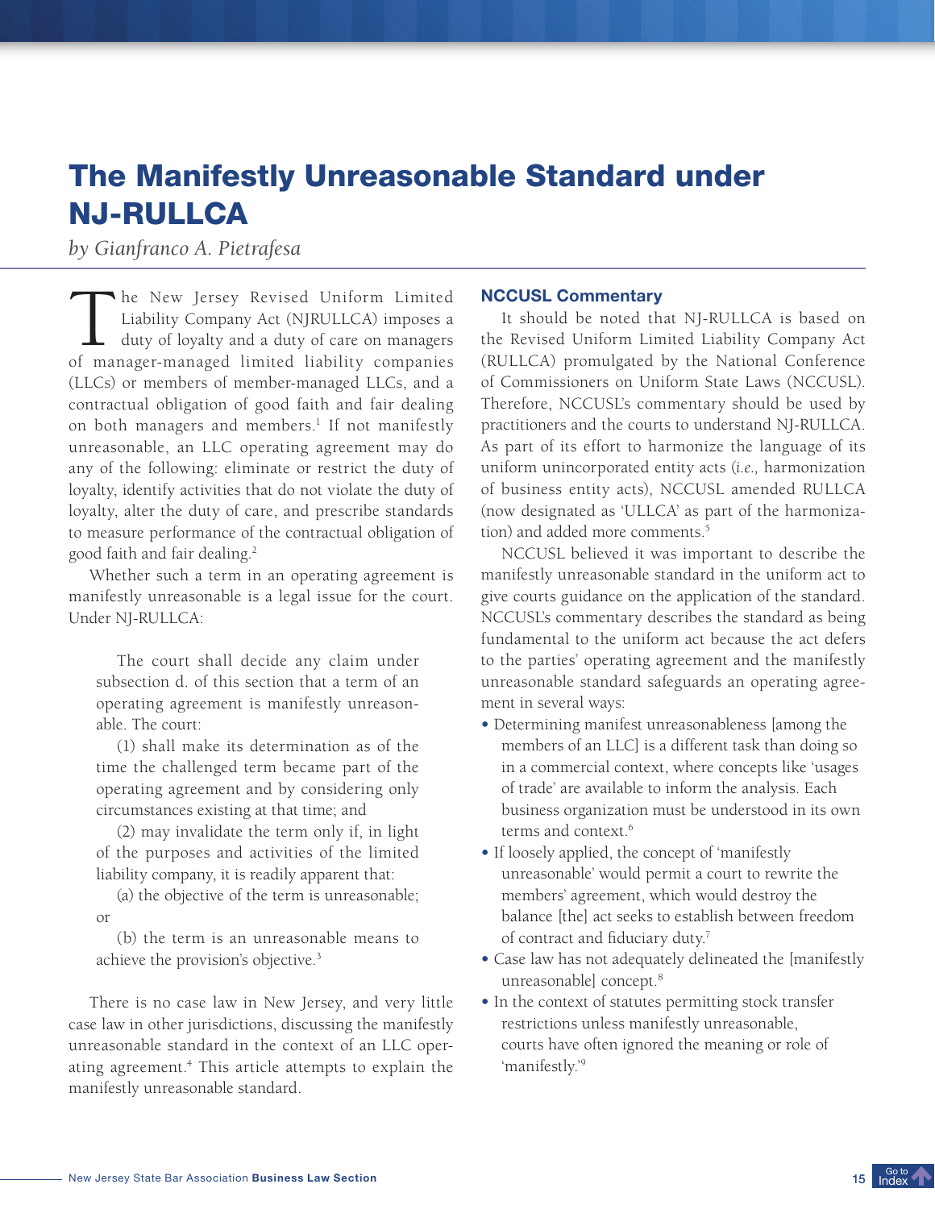# The Manifestly Unreasonable Standard under NJ-RULLCA

*by Gianfranco A. Pietrafesa*

The New Jersey Revised Uniform Limited Liability Company Act (NJRULLCA) imposes a duty of loyalty and a duty of care on managers of manager-managed limited liability companies (LLCs) or members of member-managed LLCs, and a contractual obligation of good faith and fair dealing on both managers and members.[1] If not manifestly unreasonable, an LLC operating agreement may do any of the following: eliminate or restrict the duty of loyalty, identify activities that do not violate the duty of loyalty, alter the duty of care, and prescribe standards to measure performance of the contractual obligation of good faith and fair dealing.[2]

Whether such a term in an operating agreement is manifestly unreasonable is a legal issue for the court. Under NJ-RULLCA:

> The court shall decide any claim under subsection d. of this section that a term of an operating agreement is manifestly unreasonable. The court:
>
> (1) shall make its determination as of the time the challenged term became part of the operating agreement and by considering only circumstances existing at that time; and
>
> (2) may invalidate the term only if, in light of the purposes and activities of the limited liability company, it is readily apparent that:
>
> (a) the objective of the term is unreasonable; or
>
> (b) the term is an unreasonable means to achieve the provision's objective.[3]

There is no case law in New Jersey, and very little case law in other jurisdictions, discussing the manifestly unreasonable standard in the context of an LLC operating agreement.[4] This article attempts to explain the manifestly unreasonable standard.

## NCCUSL Commentary

It should be noted that NJ-RULLCA is based on the Revised Uniform Limited Liability Company Act (RULLCA) promulgated by the National Conference of Commissioners on Uniform State Laws (NCCUSL). Therefore, NCCUSL's commentary should be used by practitioners and the courts to understand NJ-RULLCA. As part of its effort to harmonize the language of its uniform unincorporated entity acts (*i.e.,* harmonization of business entity acts), NCCUSL amended RULLCA (now designated as 'ULLCA' as part of the harmonization) and added more comments.[5]

NCCUSL believed it was important to describe the manifestly unreasonable standard in the uniform act to give courts guidance on the application of the standard. NCCUSL's commentary describes the standard as being fundamental to the uniform act because the act defers to the parties' operating agreement and the manifestly unreasonable standard safeguards an operating agreement in several ways:

- Determining manifest unreasonableness [among the members of an LLC] is a different task than doing so in a commercial context, where concepts like 'usages of trade' are available to inform the analysis. Each business organization must be understood in its own terms and context.[6]
- If loosely applied, the concept of 'manifestly unreasonable' would permit a court to rewrite the members' agreement, which would destroy the balance [the] act seeks to establish between freedom of contract and fiduciary duty.[7]
- Case law has not adequately delineated the [manifestly unreasonable] concept.[8]
- In the context of statutes permitting stock transfer restrictions unless manifestly unreasonable, courts have often ignored the meaning or role of 'manifestly.'[9]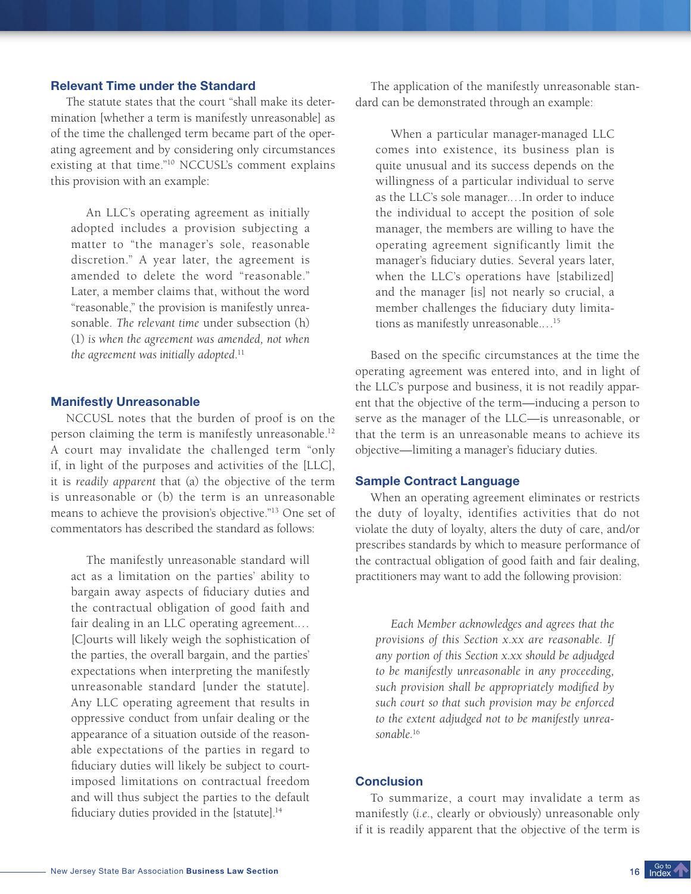## Relevant Time under the Standard

The statute states that the court "shall make its determination [whether a term is manifestly unreasonable] as of the time the challenged term became part of the operating agreement and by considering only circumstances existing at that time."[10] NCCUSL's comment explains this provision with an example:

> An LLC's operating agreement as initially adopted includes a provision subjecting a matter to "the manager's sole, reasonable discretion." A year later, the agreement is amended to delete the word "reasonable." Later, a member claims that, without the word "reasonable," the provision is manifestly unreasonable. *The relevant time* under subsection (h)(1) *is when the agreement was amended, not when the agreement was initially adopted.*[11]

## Manifestly Unreasonable

NCCUSL notes that the burden of proof is on the person claiming the term is manifestly unreasonable.[12] A court may invalidate the challenged term "only if, in light of the purposes and activities of the [LLC], it is *readily apparent* that (a) the objective of the term is unreasonable or (b) the term is an unreasonable means to achieve the provision's objective."[13] One set of commentators has described the standard as follows:

> The manifestly unreasonable standard will act as a limitation on the parties' ability to bargain away aspects of fiduciary duties and the contractual obligation of good faith and fair dealing in an LLC operating agreement.… [C]ourts will likely weigh the sophistication of the parties, the overall bargain, and the parties' expectations when interpreting the manifestly unreasonable standard [under the statute]. Any LLC operating agreement that results in oppressive conduct from unfair dealing or the appearance of a situation outside of the reasonable expectations of the parties in regard to fiduciary duties will likely be subject to court-imposed limitations on contractual freedom and will thus subject the parties to the default fiduciary duties provided in the [statute].[14]

The application of the manifestly unreasonable standard can be demonstrated through an example:

> When a particular manager-managed LLC comes into existence, its business plan is quite unusual and its success depends on the willingness of a particular individual to serve as the LLC's sole manager.…In order to induce the individual to accept the position of sole manager, the members are willing to have the operating agreement significantly limit the manager's fiduciary duties. Several years later, when the LLC's operations have [stabilized] and the manager [is] not nearly so crucial, a member challenges the fiduciary duty limitations as manifestly unreasonable.…[15]

Based on the specific circumstances at the time the operating agreement was entered into, and in light of the LLC's purpose and business, it is not readily apparent that the objective of the term—inducing a person to serve as the manager of the LLC—is unreasonable, or that the term is an unreasonable means to achieve its objective—limiting a manager's fiduciary duties.

## Sample Contract Language

When an operating agreement eliminates or restricts the duty of loyalty, identifies activities that do not violate the duty of loyalty, alters the duty of care, and/or prescribes standards by which to measure performance of the contractual obligation of good faith and fair dealing, practitioners may want to add the following provision:

> *Each Member acknowledges and agrees that the provisions of this Section x.xx are reasonable. If any portion of this Section x.xx should be adjudged to be manifestly unreasonable in any proceeding, such provision shall be appropriately modified by such court so that such provision may be enforced to the extent adjudged not to be manifestly unreasonable.*[16]

## Conclusion

To summarize, a court may invalidate a term as manifestly (*i.e.*, clearly or obviously) unreasonable only if it is readily apparent that the objective of the term is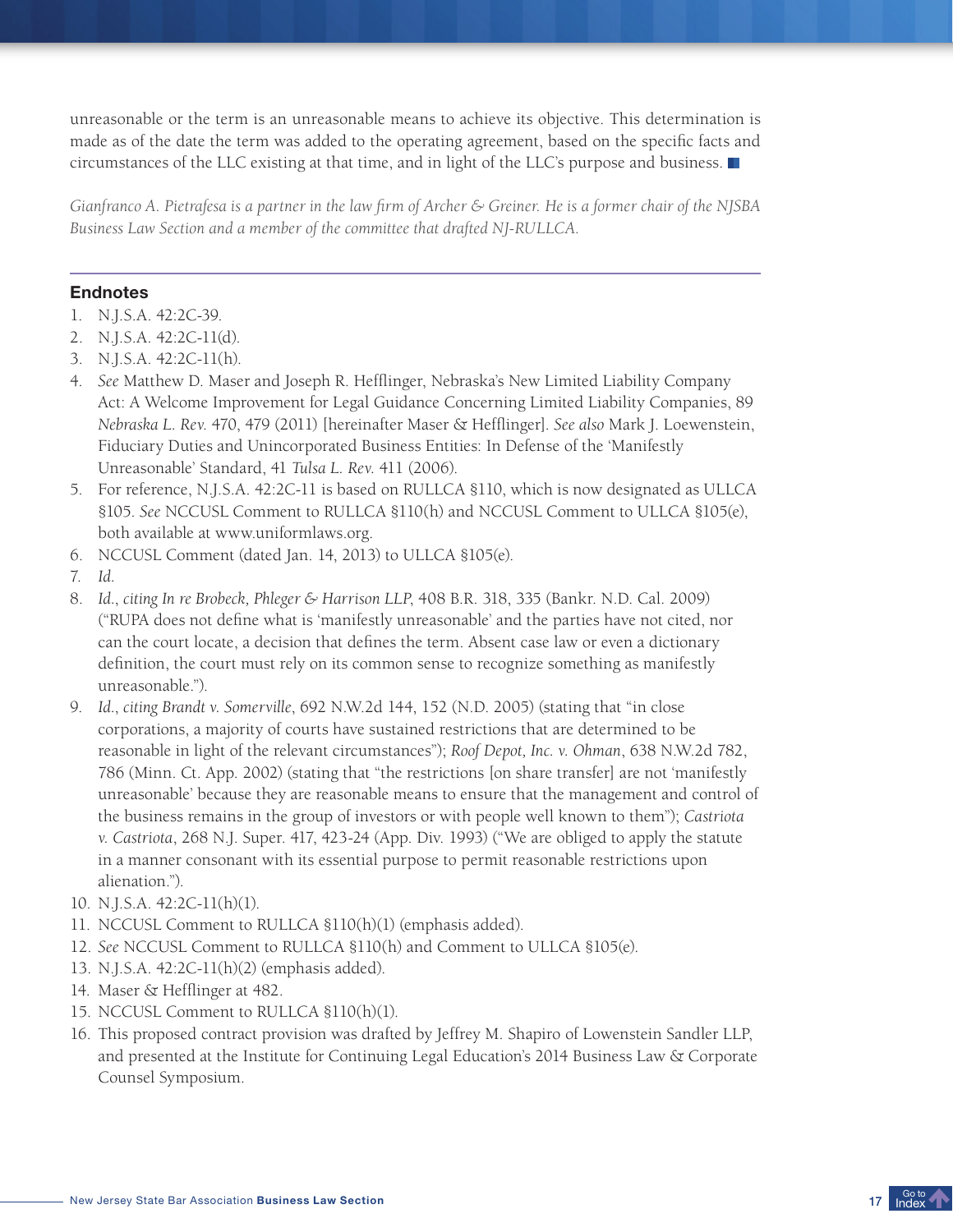unreasonable or the term is an unreasonable means to achieve its objective. This determination is made as of the date the term was added to the operating agreement, based on the specific facts and circumstances of the LLC existing at that time, and in light of the LLC's purpose and business. ■

*Gianfranco A. Pietrafesa is a partner in the law firm of Archer & Greiner. He is a former chair of the NJSBA Business Law Section and a member of the committee that drafted NJ-RULLCA.*

---

## Endnotes

1. N.J.S.A. 42:2C-39.
2. N.J.S.A. 42:2C-11(d).
3. N.J.S.A. 42:2C-11(h).
4. *See* Matthew D. Maser and Joseph R. Hefflinger, Nebraska's New Limited Liability Company Act: A Welcome Improvement for Legal Guidance Concerning Limited Liability Companies, 89 *Nebraska L. Rev.* 470, 479 (2011) [hereinafter Maser & Hefflinger]. *See also* Mark J. Loewenstein, Fiduciary Duties and Unincorporated Business Entities: In Defense of the 'Manifestly Unreasonable' Standard, 41 *Tulsa L. Rev.* 411 (2006).
5. For reference, N.J.S.A. 42:2C-11 is based on RULLCA §110, which is now designated as ULLCA §105. *See* NCCUSL Comment to RULLCA §110(h) and NCCUSL Comment to ULLCA §105(e), both available at www.uniformlaws.org.
6. NCCUSL Comment (dated Jan. 14, 2013) to ULLCA §105(e).
7. *Id.*
8. *Id.*, *citing In re Brobeck, Phleger & Harrison LLP*, 408 B.R. 318, 335 (Bankr. N.D. Cal. 2009) ("RUPA does not define what is 'manifestly unreasonable' and the parties have not cited, nor can the court locate, a decision that defines the term. Absent case law or even a dictionary definition, the court must rely on its common sense to recognize something as manifestly unreasonable.").
9. *Id.*, *citing Brandt v. Somerville*, 692 N.W.2d 144, 152 (N.D. 2005) (stating that "in close corporations, a majority of courts have sustained restrictions that are determined to be reasonable in light of the relevant circumstances"); *Roof Depot, Inc. v. Ohman*, 638 N.W.2d 782, 786 (Minn. Ct. App. 2002) (stating that "the restrictions [on share transfer] are not 'manifestly unreasonable' because they are reasonable means to ensure that the management and control of the business remains in the group of investors or with people well known to them"); *Castriota v. Castriota*, 268 N.J. Super. 417, 423-24 (App. Div. 1993) ("We are obliged to apply the statute in a manner consonant with its essential purpose to permit reasonable restrictions upon alienation.").
10. N.J.S.A. 42:2C-11(h)(1).
11. NCCUSL Comment to RULLCA §110(h)(1) (emphasis added).
12. *See* NCCUSL Comment to RULLCA §110(h) and Comment to ULLCA §105(e).
13. N.J.S.A. 42:2C-11(h)(2) (emphasis added).
14. Maser & Hefflinger at 482.
15. NCCUSL Comment to RULLCA §110(h)(1).
16. This proposed contract provision was drafted by Jeffrey M. Shapiro of Lowenstein Sandler LLP, and presented at the Institute for Continuing Legal Education's 2014 Business Law & Corporate Counsel Symposium.